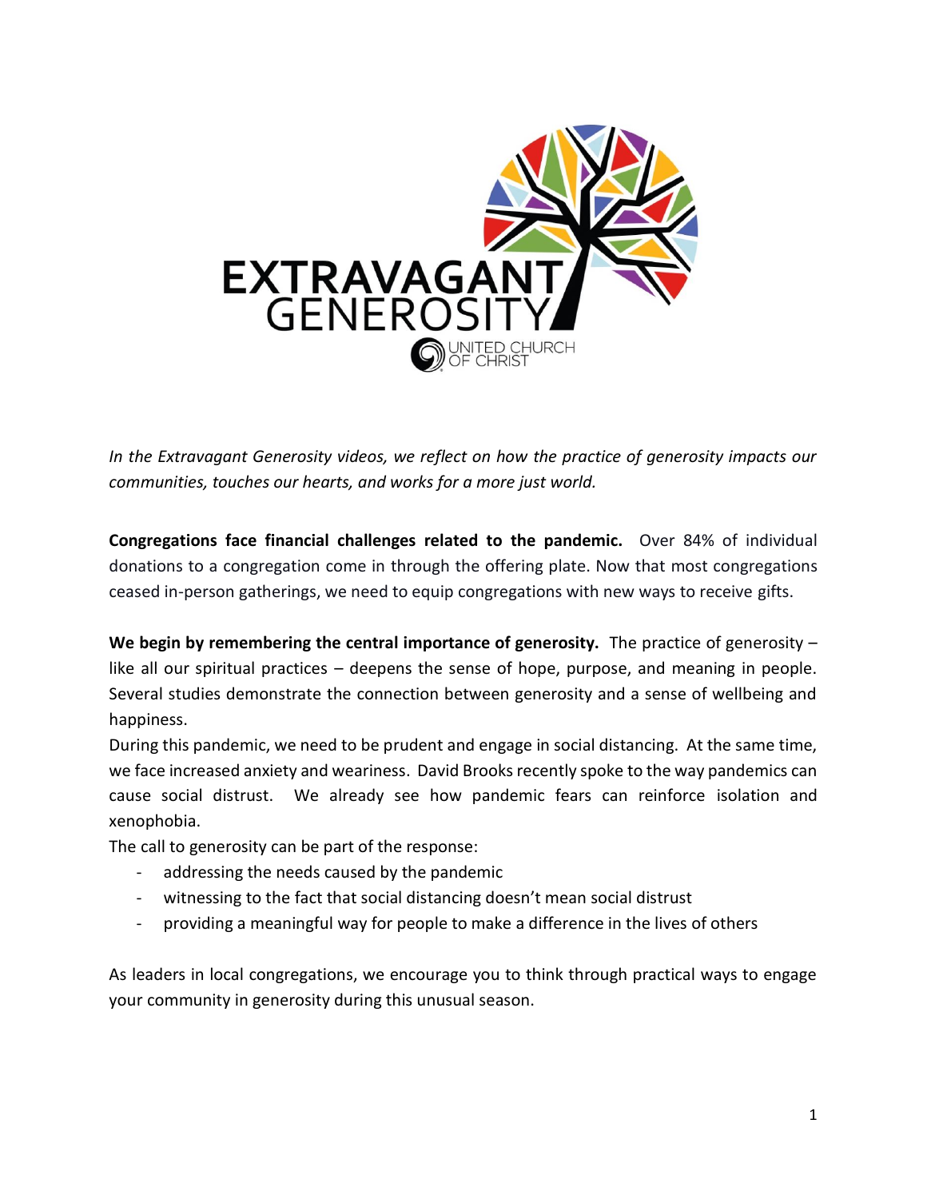*In the Extravagant Generosity videos, we reflect on how the practice of generosity impacts our communities, touches our hearts, and works for a more just world.*

**Congregations face financial challenges related to the pandemic.** Over 84% of individual donations to a congregation come in through the offering plate. Now that most congregations ceased in-person gatherings, we need to equip congregations with new ways to receive gifts.

**We begin by remembering the central importance of generosity.** The practice of generosity – like all our spiritual practices – deepens the sense of hope, purpose, and meaning in people. Several studies demonstrate the connection between generosity and a sense of wellbeing and happiness.

During this pandemic, we need to be prudent and engage in social distancing. At the same time, we face increased anxiety and weariness. David Brooks recently spoke to the way pandemics can cause social distrust. We already see how pandemic fears can reinforce isolation and xenophobia.

The call to generosity can be part of the response:

- addressing the needs caused by the pandemic
- witnessing to the fact that social distancing doesn't mean social distrust
- providing a meaningful way for people to make a difference in the lives of others

As leaders in local congregations, we encourage you to think through practical ways to engage your community in generosity during this unusual season.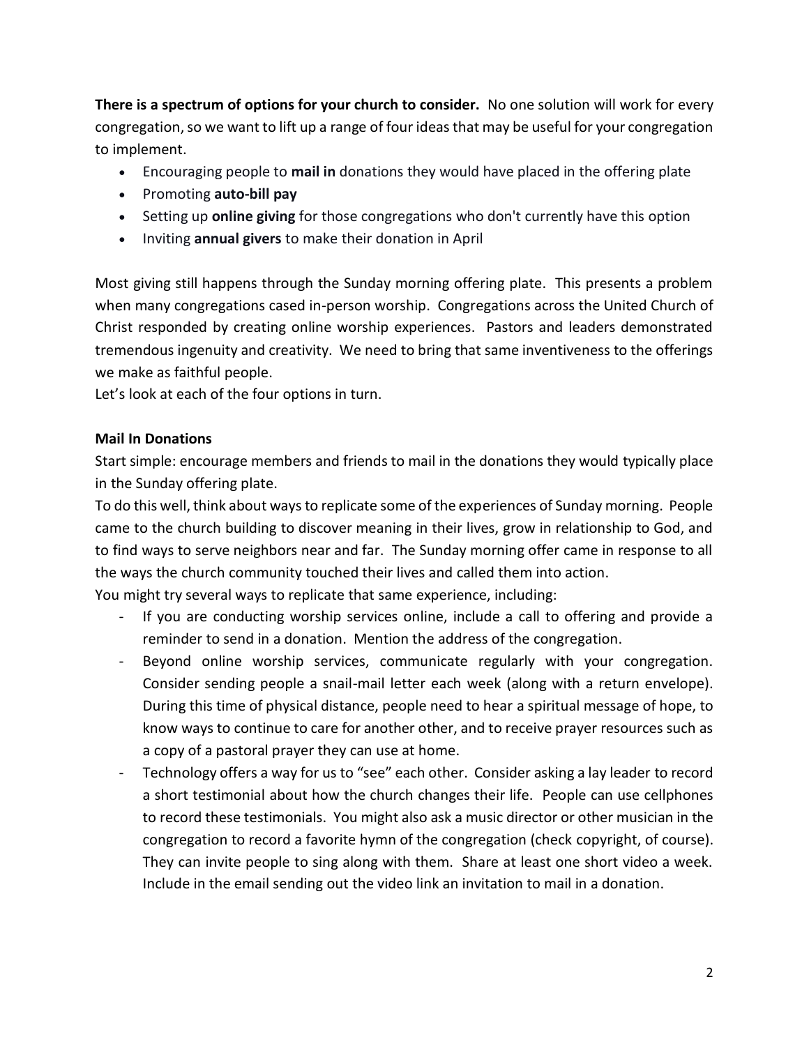**There is a spectrum of options for your church to consider.** No one solution will work for every congregation, so we want to lift up a range of four ideas that may be useful for your congregation to implement.

- Encouraging people to **mail in** donations they would have placed in the offering plate
- Promoting **auto-bill pay**
- Setting up **online giving** for those congregations who don't currently have this option
- Inviting **annual givers** to make their donation in April

Most giving still happens through the Sunday morning offering plate. This presents a problem when many congregations cased in-person worship. Congregations across the United Church of Christ responded by creating online worship experiences. Pastors and leaders demonstrated tremendous ingenuity and creativity. We need to bring that same inventiveness to the offerings we make as faithful people.

Let's look at each of the four options in turn.

**Mail In Donations**

Start simple: encourage members and friends to mail in the donations they would typically place in the Sunday offering plate.

To do this well, think about ways to replicate some of the experiences of Sunday morning. People came to the church building to discover meaning in their lives, grow in relationship to God, and to find ways to serve neighbors near and far. The Sunday morning offer came in response to all the ways the church community touched their lives and called them into action.

You might try several ways to replicate that same experience, including:

- If you are conducting worship services online, include a call to offering and provide a reminder to send in a donation. Mention the address of the congregation.
- Beyond online worship services, communicate regularly with your congregation. Consider sending people a snail-mail letter each week (along with a return envelope). During this time of physical distance, people need to hear a spiritual message of hope, to know ways to continue to care for another other, and to receive prayer resources such as a copy of a pastoral prayer they can use at home.
- Technology offers a way for us to "see" each other. Consider asking a lay leader to record a short testimonial about how the church changes their life. People can use cellphones to record these testimonials. You might also ask a music director or other musician in the congregation to record a favorite hymn of the congregation (check copyright, of course). They can invite people to sing along with them. Share at least one short video a week. Include in the email sending out the video link an invitation to mail in a donation.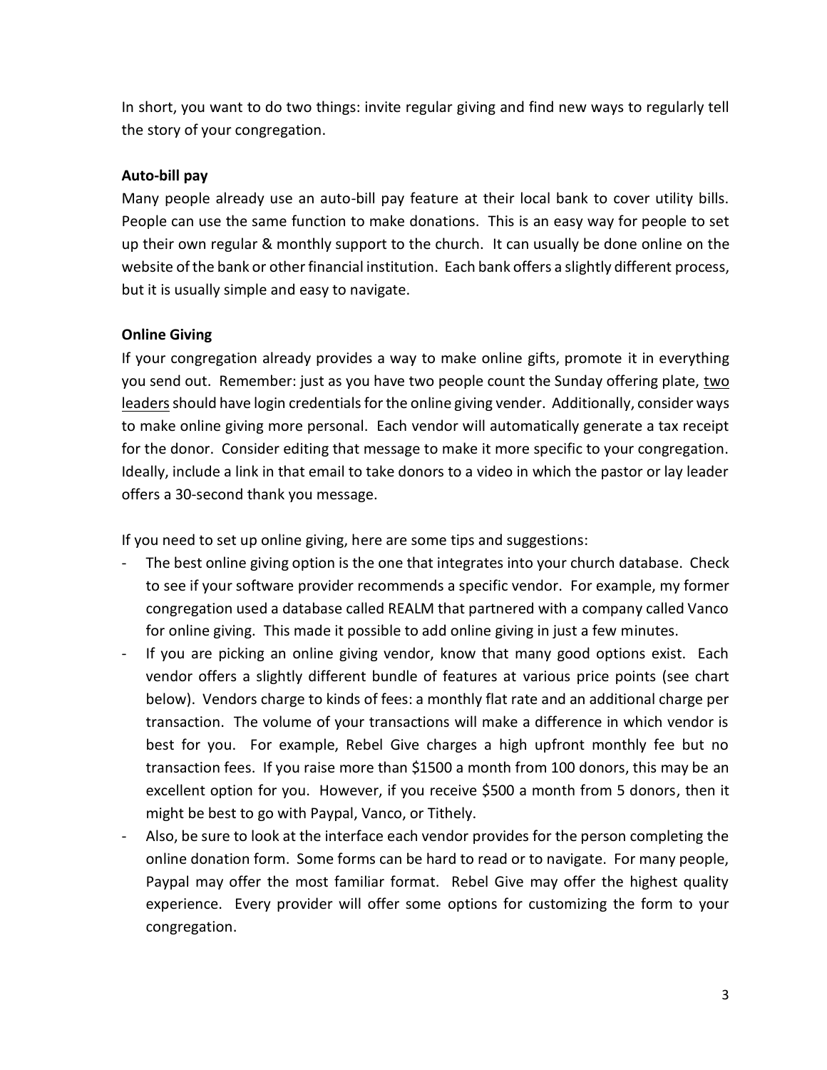In short, you want to do two things: invite regular giving and find new ways to regularly tell the story of your congregation.

**Auto-bill pay**

Many people already use an auto-bill pay feature at their local bank to cover utility bills. People can use the same function to make donations. This is an easy way for people to set up their own regular & monthly support to the church. It can usually be done online on the website of the bank or other financial institution. Each bank offers a slightly different process, but it is usually simple and easy to navigate.

**Online Giving**

If your congregation already provides a way to make online gifts, promote it in everything you send out. Remember: just as you have two people count the Sunday offering plate, <u>two leaders</u> should have login credentials for the online giving vender. Additionally, consider ways to make online giving more personal. Each vendor will automatically generate a tax receipt for the donor. Consider editing that message to make it more specific to your congregation. Ideally, include a link in that email to take donors to a video in which the pastor or lay leader offers a 30-second thank you message.

If you need to set up online giving, here are some tips and suggestions:

- The best online giving option is the one that integrates into your church database. Check to see if your software provider recommends a specific vendor. For example, my former congregation used a database called REALM that partnered with a company called Vanco for online giving. This made it possible to add online giving in just a few minutes.
- If you are picking an online giving vendor, know that many good options exist. Each vendor offers a slightly different bundle of features at various price points (see chart below). Vendors charge to kinds of fees: a monthly flat rate and an additional charge per transaction. The volume of your transactions will make a difference in which vendor is best for you. For example, Rebel Give charges a high upfront monthly fee but no transaction fees. If you raise more than $1500 a month from 100 donors, this may be an excellent option for you. However, if you receive $500 a month from 5 donors, then it might be best to go with Paypal, Vanco, or Tithely.
- Also, be sure to look at the interface each vendor provides for the person completing the online donation form. Some forms can be hard to read or to navigate. For many people, Paypal may offer the most familiar format. Rebel Give may offer the highest quality experience. Every provider will offer some options for customizing the form to your congregation.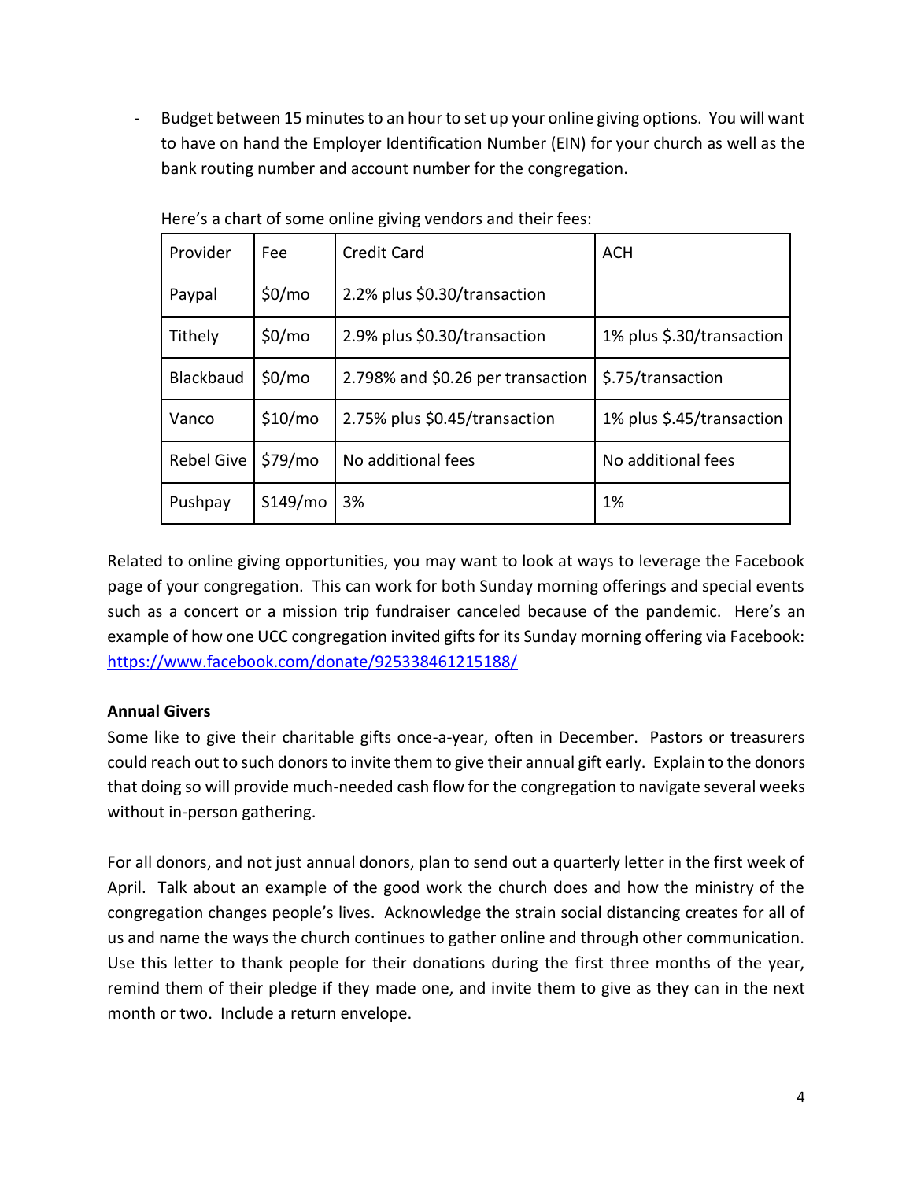- Budget between 15 minutes to an hour to set up your online giving options. You will want to have on hand the Employer Identification Number (EIN) for your church as well as the bank routing number and account number for the congregation.

Here's a chart of some online giving vendors and their fees:

| Provider | Fee | Credit Card | ACH |
|---|---|---|---|
| Paypal | $0/mo | 2.2% plus $0.30/transaction | |
| Tithely | $0/mo | 2.9% plus $0.30/transaction | 1% plus $.30/transaction |
| Blackbaud | $0/mo | 2.798% and $0.26 per transaction | $.75/transaction |
| Vanco | $10/mo | 2.75% plus $0.45/transaction | 1% plus $.45/transaction |
| Rebel Give | $79/mo | No additional fees | No additional fees |
| Pushpay | S149/mo | 3% | 1% |

Related to online giving opportunities, you may want to look at ways to leverage the Facebook page of your congregation. This can work for both Sunday morning offerings and special events such as a concert or a mission trip fundraiser canceled because of the pandemic. Here's an example of how one UCC congregation invited gifts for its Sunday morning offering via Facebook: https://www.facebook.com/donate/925338461215188/

**Annual Givers**

Some like to give their charitable gifts once-a-year, often in December. Pastors or treasurers could reach out to such donors to invite them to give their annual gift early. Explain to the donors that doing so will provide much-needed cash flow for the congregation to navigate several weeks without in-person gathering.

For all donors, and not just annual donors, plan to send out a quarterly letter in the first week of April. Talk about an example of the good work the church does and how the ministry of the congregation changes people's lives. Acknowledge the strain social distancing creates for all of us and name the ways the church continues to gather online and through other communication. Use this letter to thank people for their donations during the first three months of the year, remind them of their pledge if they made one, and invite them to give as they can in the next month or two. Include a return envelope.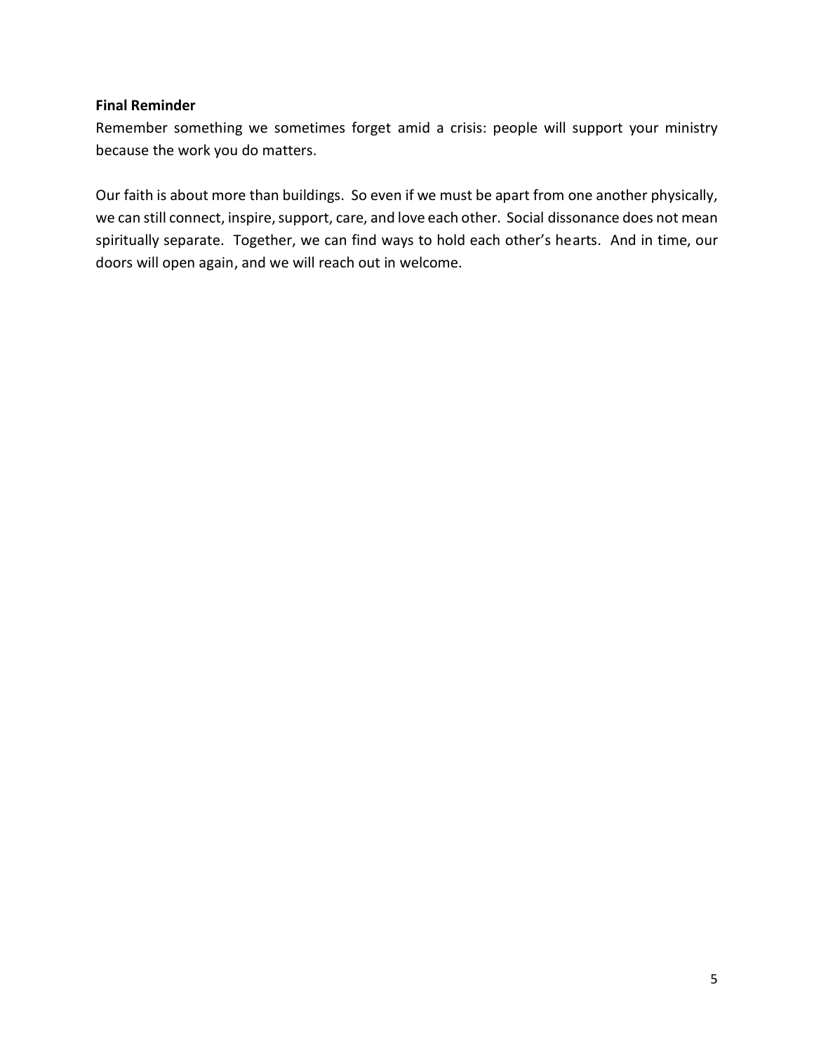**Final Reminder**

Remember something we sometimes forget amid a crisis: people will support your ministry because the work you do matters.

Our faith is about more than buildings. So even if we must be apart from one another physically, we can still connect, inspire, support, care, and love each other. Social dissonance does not mean spiritually separate. Together, we can find ways to hold each other's hearts. And in time, our doors will open again, and we will reach out in welcome.